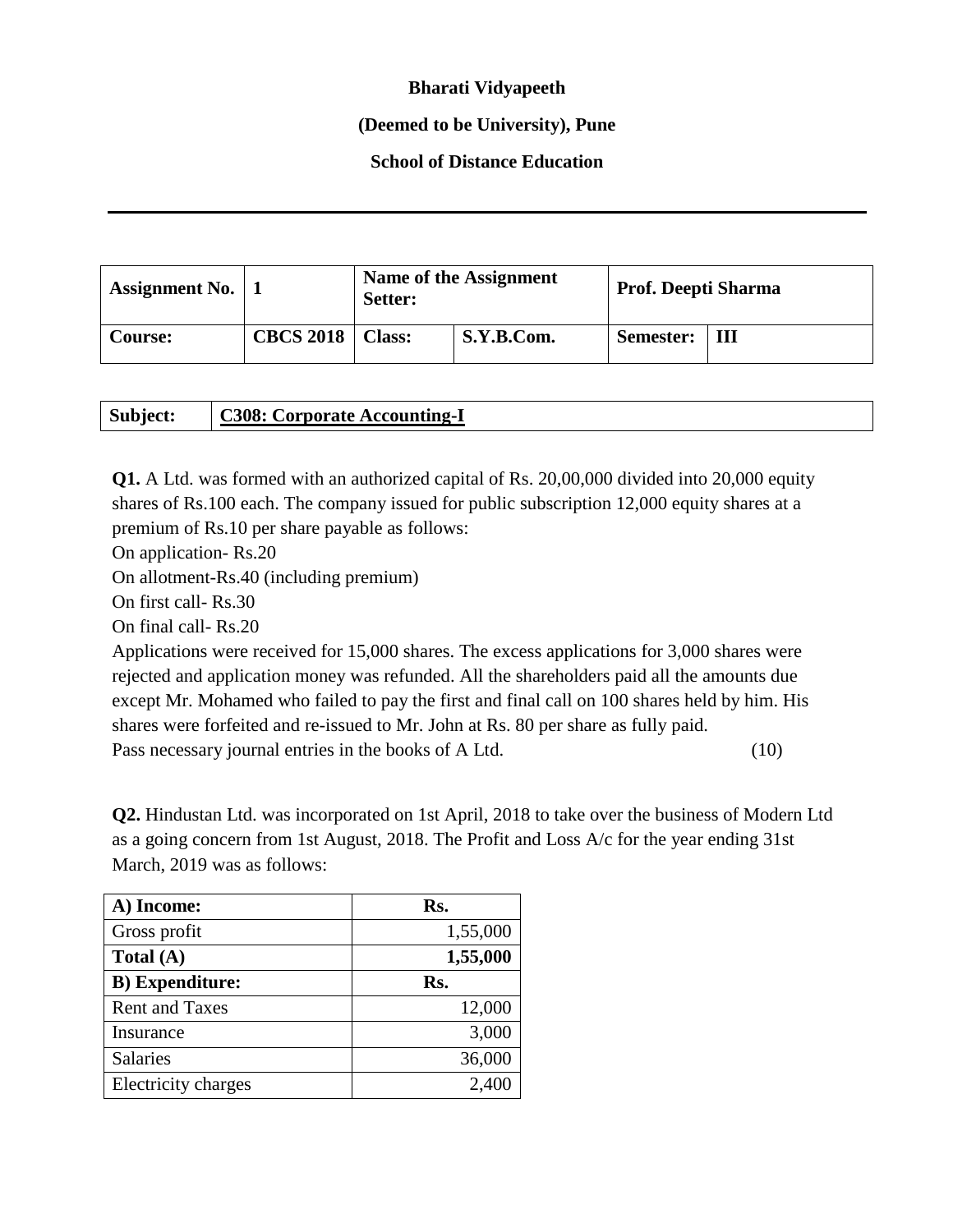**Bharati Vidyapeeth**

**(Deemed to be University), Pune**

**School of Distance Education**

---

| **Assignment No.** | **1** | **Name of the Assignment Setter:** | | **Prof. Deepti Sharma** | |
|---|---|---|---|---|---|
| **Course:** | **CBCS 2018** | **Class:** | **S.Y.B.Com.** | **Semester:** | **III** |

| **Subject:** | **C308: Corporate Accounting-I** |
|---|---|

**Q1.** A Ltd. was formed with an authorized capital of Rs. 20,00,000 divided into 20,000 equity shares of Rs.100 each. The company issued for public subscription 12,000 equity shares at a premium of Rs.10 per share payable as follows:

On application- Rs.20

On allotment-Rs.40 (including premium)

On first call- Rs.30

On final call- Rs.20

Applications were received for 15,000 shares. The excess applications for 3,000 shares were rejected and application money was refunded. All the shareholders paid all the amounts due except Mr. Mohamed who failed to pay the first and final call on 100 shares held by him. His shares were forfeited and re-issued to Mr. John at Rs. 80 per share as fully paid.

Pass necessary journal entries in the books of A Ltd. (10)

**Q2.** Hindustan Ltd. was incorporated on 1st April, 2018 to take over the business of Modern Ltd as a going concern from 1st August, 2018. The Profit and Loss A/c for the year ending 31st March, 2019 was as follows:

| **A) Income:** | **Rs.** |
|---|---|
| Gross profit | 1,55,000 |
| **Total (A)** | **1,55,000** |
| **B) Expenditure:** | **Rs.** |
| Rent and Taxes | 12,000 |
| Insurance | 3,000 |
| Salaries | 36,000 |
| Electricity charges | 2,400 |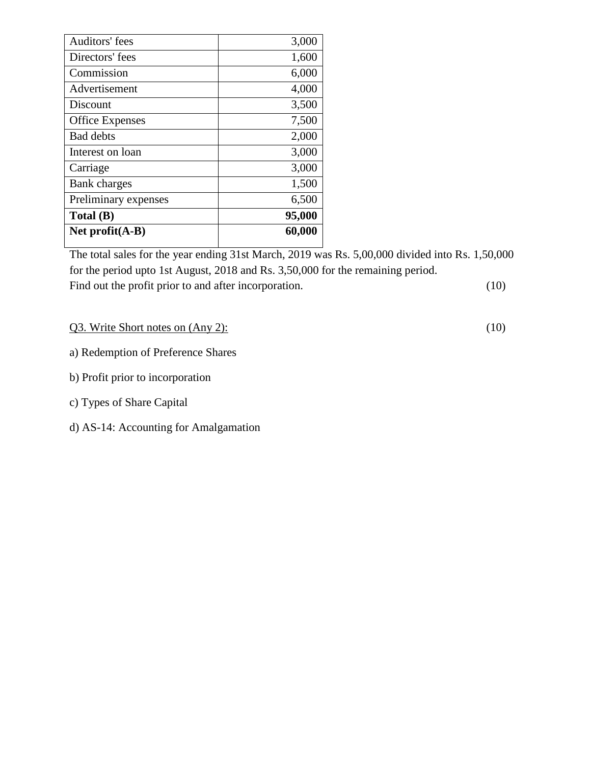| | |
|---|---|
| Auditors' fees | 3,000 |
| Directors' fees | 1,600 |
| Commission | 6,000 |
| Advertisement | 4,000 |
| Discount | 3,500 |
| Office Expenses | 7,500 |
| Bad debts | 2,000 |
| Interest on loan | 3,000 |
| Carriage | 3,000 |
| Bank charges | 1,500 |
| Preliminary expenses | 6,500 |
| **Total (B)** | **95,000** |
| **Net profit(A-B)** | **60,000** |

The total sales for the year ending 31st March, 2019 was Rs. 5,00,000 divided into Rs. 1,50,000 for the period upto 1st August, 2018 and Rs. 3,50,000 for the remaining period.
Find out the profit prior to and after incorporation. (10)

<u>Q3. Write Short notes on (Any 2):</u> (10)

a) Redemption of Preference Shares

b) Profit prior to incorporation

c) Types of Share Capital

d) AS-14: Accounting for Amalgamation